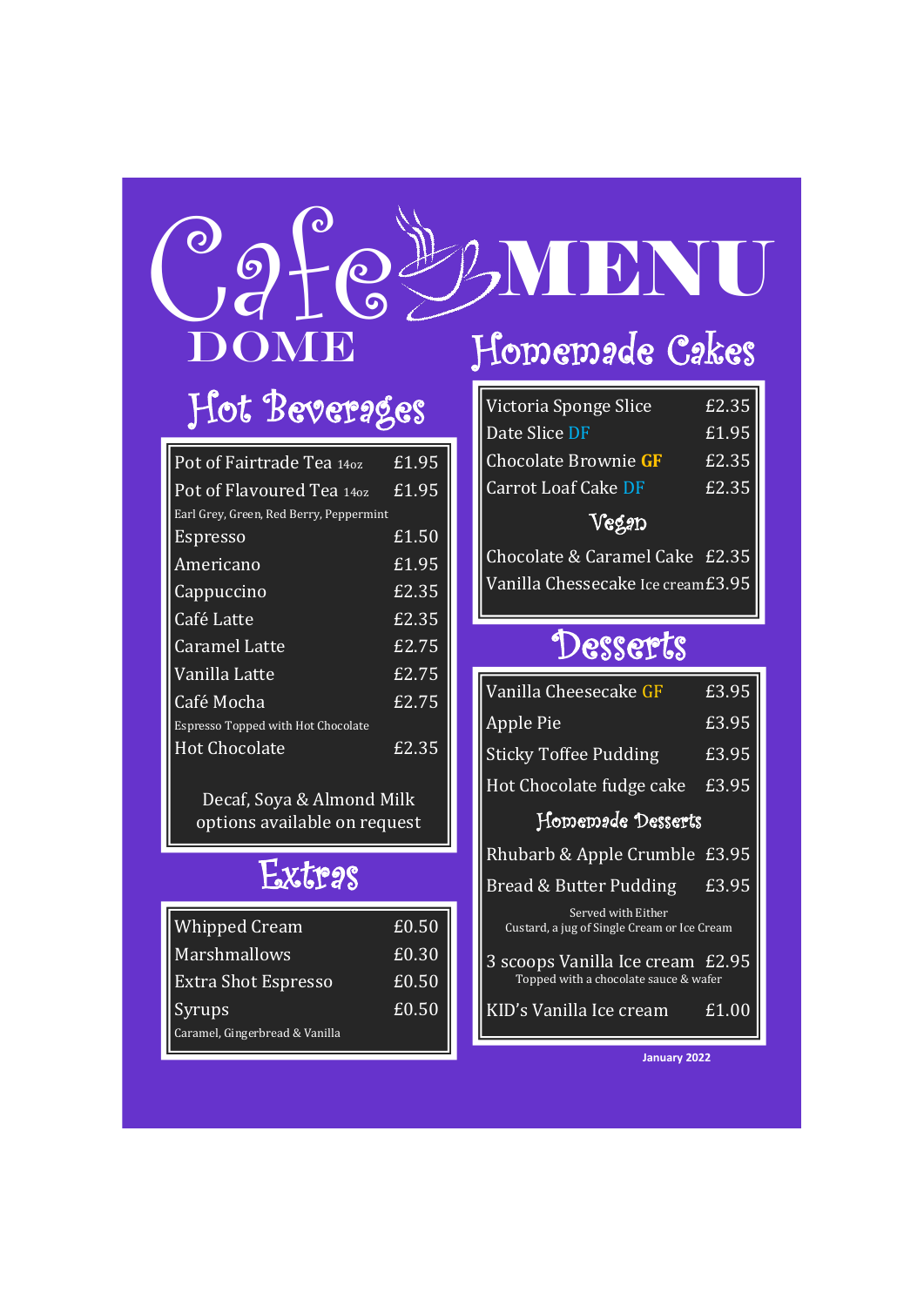# Cafe DOME MENU

## Hot Beverages

| Item | Price |
|---|---|
| Pot of Fairtrade Tea 14oz | £1.95 |
| Pot of Flavoured Tea 14oz | £1.95 |
| Earl Grey, Green, Red Berry, Peppermint | |
| Espresso | £1.50 |
| Americano | £1.95 |
| Cappuccino | £2.35 |
| Café Latte | £2.35 |
| Caramel Latte | £2.75 |
| Vanilla Latte | £2.75 |
| Café Mocha | £2.75 |
| Espresso Topped with Hot Chocolate | |
| Hot Chocolate | £2.35 |

Decaf, Soya & Almond Milk options available on request

## Extras

| Item | Price |
|---|---|
| Whipped Cream | £0.50 |
| Marshmallows | £0.30 |
| Extra Shot Espresso | £0.50 |
| Syrups | £0.50 |
| Caramel, Gingerbread & Vanilla | |

## Homemade Cakes

| Item | Price |
|---|---|
| Victoria Sponge Slice | £2.35 |
| Date Slice DF | £1.95 |
| Chocolate Brownie **GF** | £2.35 |
| Carrot Loaf Cake DF | £2.35 |

### Vegan

| Item | Price |
|---|---|
| Chocolate & Caramel Cake | £2.35 |
| Vanilla Chessecake Ice cream | £3.95 |

## Desserts

| Item | Price |
|---|---|
| Vanilla Cheesecake GF | £3.95 |
| Apple Pie | £3.95 |
| Sticky Toffee Pudding | £3.95 |
| Hot Chocolate fudge cake | £3.95 |

### Homemade Desserts

| Item | Price |
|---|---|
| Rhubarb & Apple Crumble | £3.95 |
| Bread & Butter Pudding | £3.95 |

Served with Either
Custard, a jug of Single Cream or Ice Cream

| Item | Price |
|---|---|
| 3 scoops Vanilla Ice cream | £2.95 |
| Topped with a chocolate sauce & wafer | |
| KID's Vanilla Ice cream | £1.00 |

**January 2022**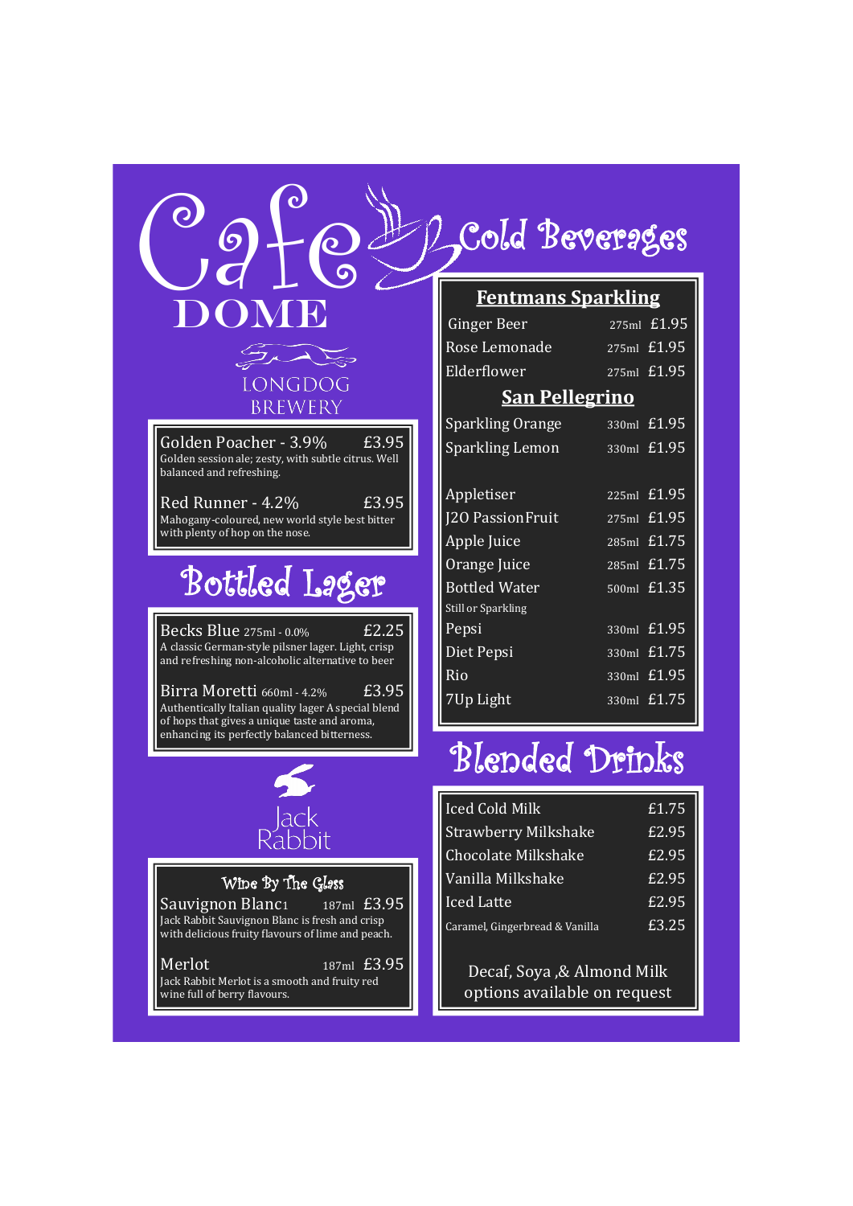# Cafe DOME

## LONGDOG BREWERY

**Golden Poacher - 3.9%** £3.95
Golden session ale; zesty, with subtle citrus. Well balanced and refreshing.

**Red Runner - 4.2%** £3.95
Mahogany-coloured, new world style best bitter with plenty of hop on the nose.

## Bottled Lager

**Becks Blue** 275ml - 0.0% £2.25
A classic German-style pilsner lager. Light, crisp and refreshing non-alcoholic alternative to beer

**Birra Moretti** 660ml - 4.2% £3.95
Authentically Italian quality lager A special blend of hops that gives a unique taste and aroma, enhancing its perfectly balanced bitterness.

## Jack Rabbit

### Wine By The Glass

**Sauvignon Blanc1** 187ml £3.95
Jack Rabbit Sauvignon Blanc is fresh and crisp with delicious fruity flavours of lime and peach.

**Merlot** 187ml £3.95
Jack Rabbit Merlot is a smooth and fruity red wine full of berry flavours.

## Cold Beverages

### Fentmans Sparkling

| | | |
|---|---|---|
| Ginger Beer | 275ml | £1.95 |
| Rose Lemonade | 275ml | £1.95 |
| Elderflower | 275ml | £1.95 |

### San Pellegrino

| | | |
|---|---|---|
| Sparkling Orange | 330ml | £1.95 |
| Sparkling Lemon | 330ml | £1.95 |
| Appletiser | 225ml | £1.95 |
| J2O PassionFruit | 275ml | £1.95 |
| Apple Juice | 285ml | £1.75 |
| Orange Juice | 285ml | £1.75 |
| Bottled Water<br>Still or Sparkling | 500ml | £1.35 |
| Pepsi | 330ml | £1.95 |
| Diet Pepsi | 330ml | £1.75 |
| Rio | 330ml | £1.95 |
| 7Up Light | 330ml | £1.75 |

## Blended Drinks

| | |
|---|---|
| Iced Cold Milk | £1.75 |
| Strawberry Milkshake | £2.95 |
| Chocolate Milkshake | £2.95 |
| Vanilla Milkshake | £2.95 |
| Iced Latte | £2.95 |
| Caramel, Gingerbread & Vanilla | £3.25 |

Decaf, Soya ,& Almond Milk options available on request